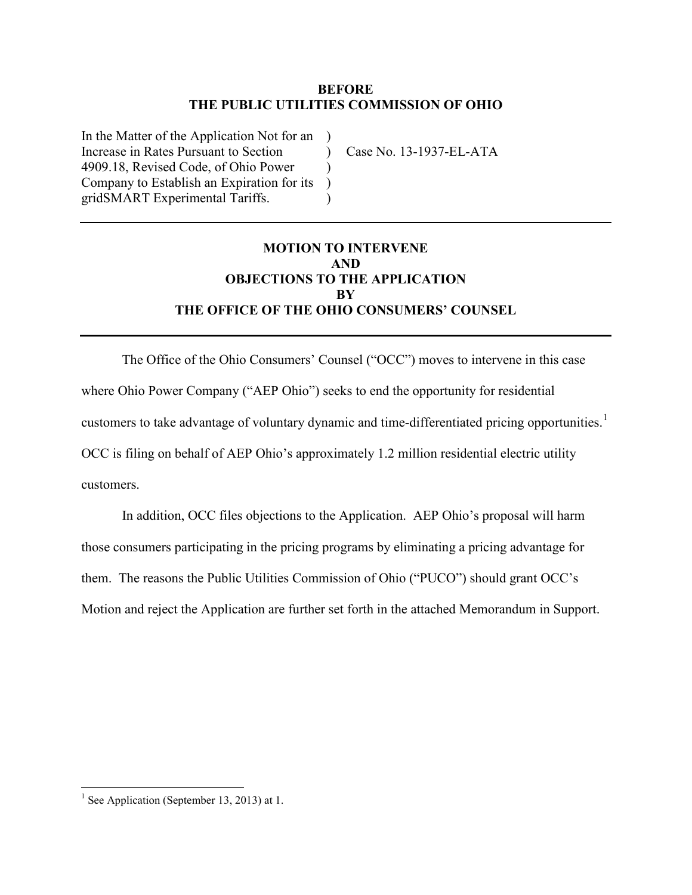**BEFORE**
**THE PUBLIC UTILITIES COMMISSION OF OHIO**

| | | |
|---|---|---|
| In the Matter of the Application Not for an Increase in Rates Pursuant to Section 4909.18, Revised Code, of Ohio Power Company to Establish an Expiration for its gridSMART Experimental Tariffs. | ) ) ) ) ) | Case No. 13-1937-EL-ATA |

---

**MOTION TO INTERVENE**
**AND**
**OBJECTIONS TO THE APPLICATION**
**BY**
**THE OFFICE OF THE OHIO CONSUMERS' COUNSEL**

---

The Office of the Ohio Consumers' Counsel ("OCC") moves to intervene in this case where Ohio Power Company ("AEP Ohio") seeks to end the opportunity for residential customers to take advantage of voluntary dynamic and time-differentiated pricing opportunities.[1] OCC is filing on behalf of AEP Ohio's approximately 1.2 million residential electric utility customers.

In addition, OCC files objections to the Application. AEP Ohio's proposal will harm those consumers participating in the pricing programs by eliminating a pricing advantage for them. The reasons the Public Utilities Commission of Ohio ("PUCO") should grant OCC's Motion and reject the Application are further set forth in the attached Memorandum in Support.

---

[1] See Application (September 13, 2013) at 1.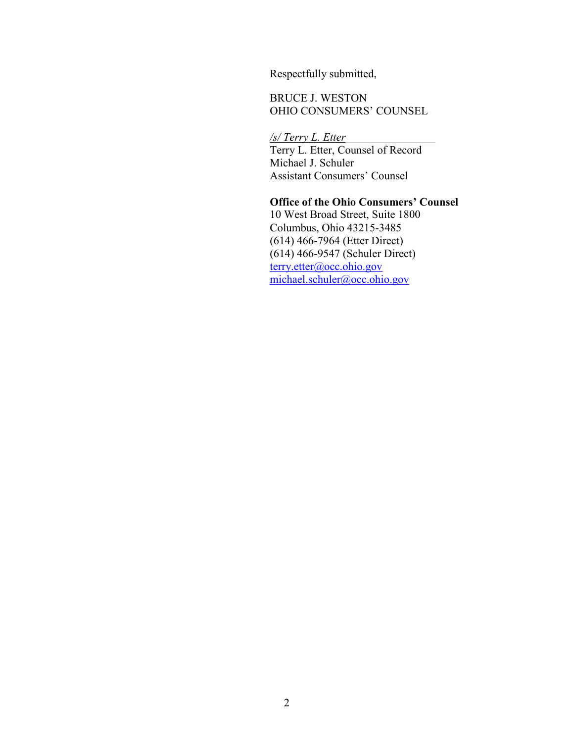Respectfully submitted,

BRUCE J. WESTON
OHIO CONSUMERS' COUNSEL

*/s/ Terry L. Etter*
Terry L. Etter, Counsel of Record
Michael J. Schuler
Assistant Consumers' Counsel

**Office of the Ohio Consumers' Counsel**
10 West Broad Street, Suite 1800
Columbus, Ohio 43215-3485
(614) 466-7964 (Etter Direct)
(614) 466-9547 (Schuler Direct)
terry.etter@occ.ohio.gov
michael.schuler@occ.ohio.gov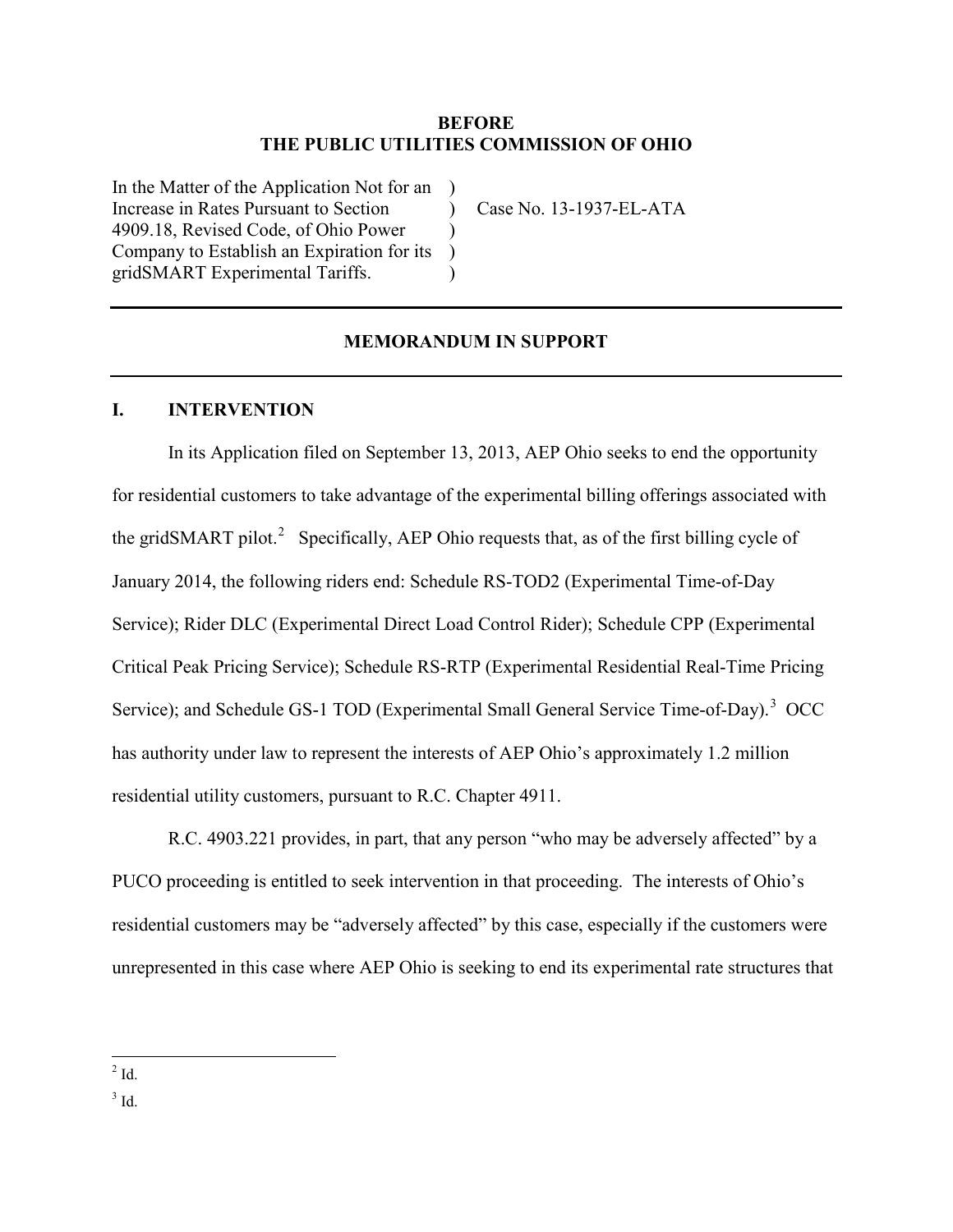**BEFORE**
**THE PUBLIC UTILITIES COMMISSION OF OHIO**

In the Matter of the Application Not for an Increase in Rates Pursuant to Section 4909.18, Revised Code, of Ohio Power Company to Establish an Expiration for its gridSMART Experimental Tariffs. ) Case No. 13-1937-EL-ATA

---

## MEMORANDUM IN SUPPORT

---

### I. INTERVENTION

In its Application filed on September 13, 2013, AEP Ohio seeks to end the opportunity for residential customers to take advantage of the experimental billing offerings associated with the gridSMART pilot.[2] Specifically, AEP Ohio requests that, as of the first billing cycle of January 2014, the following riders end: Schedule RS-TOD2 (Experimental Time-of-Day Service); Rider DLC (Experimental Direct Load Control Rider); Schedule CPP (Experimental Critical Peak Pricing Service); Schedule RS-RTP (Experimental Residential Real-Time Pricing Service); and Schedule GS-1 TOD (Experimental Small General Service Time-of-Day).[3] OCC has authority under law to represent the interests of AEP Ohio's approximately 1.2 million residential utility customers, pursuant to R.C. Chapter 4911.

R.C. 4903.221 provides, in part, that any person "who may be adversely affected" by a PUCO proceeding is entitled to seek intervention in that proceeding. The interests of Ohio's residential customers may be "adversely affected" by this case, especially if the customers were unrepresented in this case where AEP Ohio is seeking to end its experimental rate structures that

---

[2] Id.

[3] Id.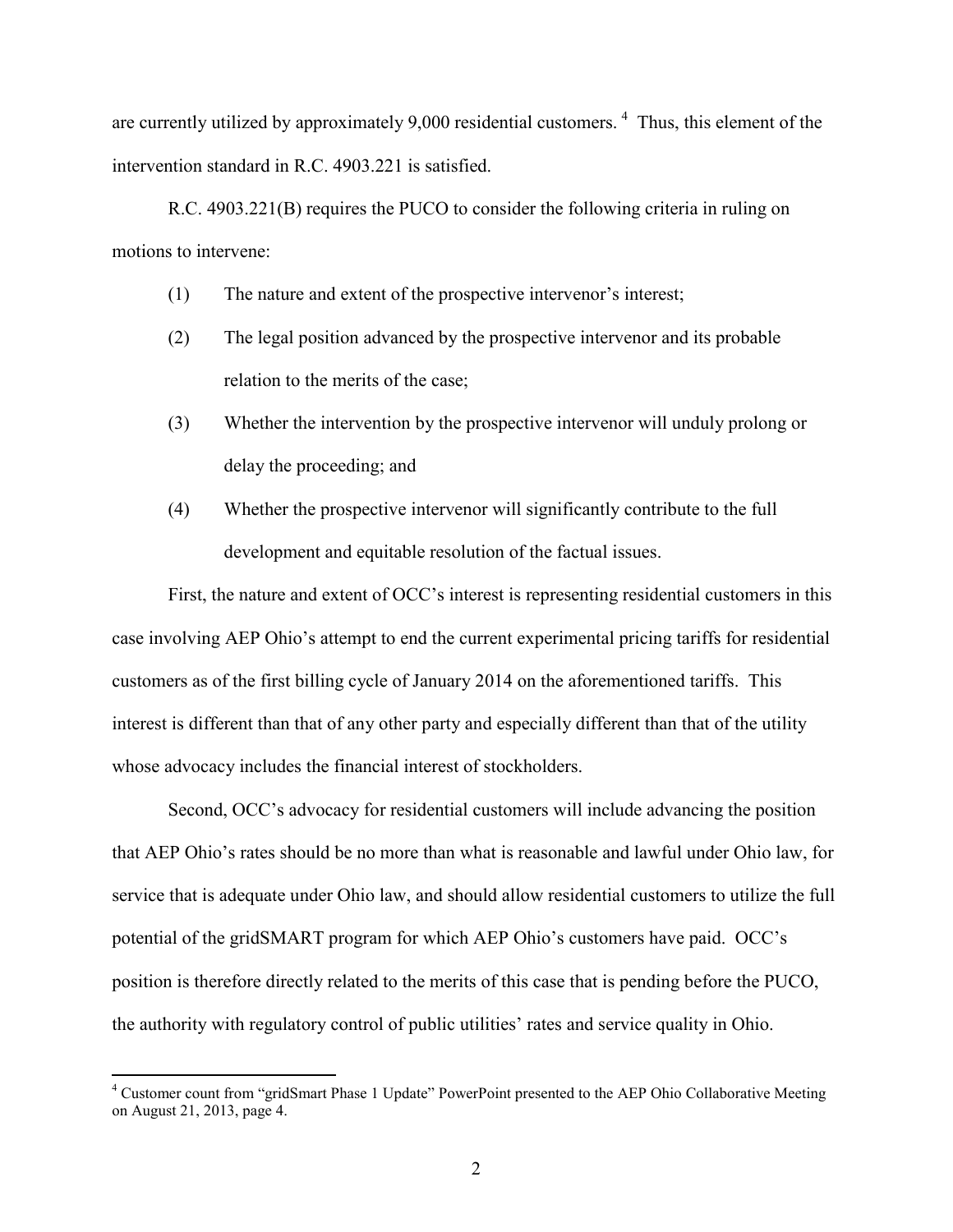are currently utilized by approximately 9,000 residential customers.[4] Thus, this element of the intervention standard in R.C. 4903.221 is satisfied.

R.C. 4903.221(B) requires the PUCO to consider the following criteria in ruling on motions to intervene:

(1) The nature and extent of the prospective intervenor's interest;

(2) The legal position advanced by the prospective intervenor and its probable relation to the merits of the case;

(3) Whether the intervention by the prospective intervenor will unduly prolong or delay the proceeding; and

(4) Whether the prospective intervenor will significantly contribute to the full development and equitable resolution of the factual issues.

First, the nature and extent of OCC's interest is representing residential customers in this case involving AEP Ohio's attempt to end the current experimental pricing tariffs for residential customers as of the first billing cycle of January 2014 on the aforementioned tariffs. This interest is different than that of any other party and especially different than that of the utility whose advocacy includes the financial interest of stockholders.

Second, OCC's advocacy for residential customers will include advancing the position that AEP Ohio's rates should be no more than what is reasonable and lawful under Ohio law, for service that is adequate under Ohio law, and should allow residential customers to utilize the full potential of the gridSMART program for which AEP Ohio's customers have paid. OCC's position is therefore directly related to the merits of this case that is pending before the PUCO, the authority with regulatory control of public utilities' rates and service quality in Ohio.

---

[4] Customer count from "gridSmart Phase 1 Update" PowerPoint presented to the AEP Ohio Collaborative Meeting on August 21, 2013, page 4.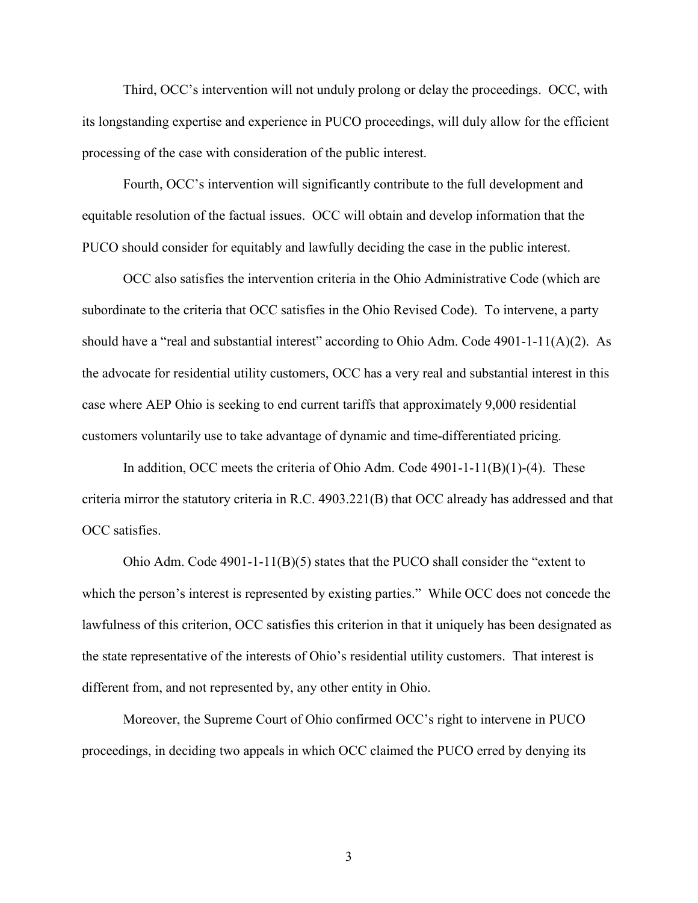Third, OCC's intervention will not unduly prolong or delay the proceedings. OCC, with its longstanding expertise and experience in PUCO proceedings, will duly allow for the efficient processing of the case with consideration of the public interest.

Fourth, OCC's intervention will significantly contribute to the full development and equitable resolution of the factual issues. OCC will obtain and develop information that the PUCO should consider for equitably and lawfully deciding the case in the public interest.

OCC also satisfies the intervention criteria in the Ohio Administrative Code (which are subordinate to the criteria that OCC satisfies in the Ohio Revised Code). To intervene, a party should have a "real and substantial interest" according to Ohio Adm. Code 4901-1-11(A)(2). As the advocate for residential utility customers, OCC has a very real and substantial interest in this case where AEP Ohio is seeking to end current tariffs that approximately 9,000 residential customers voluntarily use to take advantage of dynamic and time-differentiated pricing.

In addition, OCC meets the criteria of Ohio Adm. Code 4901-1-11(B)(1)-(4). These criteria mirror the statutory criteria in R.C. 4903.221(B) that OCC already has addressed and that OCC satisfies.

Ohio Adm. Code 4901-1-11(B)(5) states that the PUCO shall consider the "extent to which the person's interest is represented by existing parties." While OCC does not concede the lawfulness of this criterion, OCC satisfies this criterion in that it uniquely has been designated as the state representative of the interests of Ohio's residential utility customers. That interest is different from, and not represented by, any other entity in Ohio.

Moreover, the Supreme Court of Ohio confirmed OCC's right to intervene in PUCO proceedings, in deciding two appeals in which OCC claimed the PUCO erred by denying its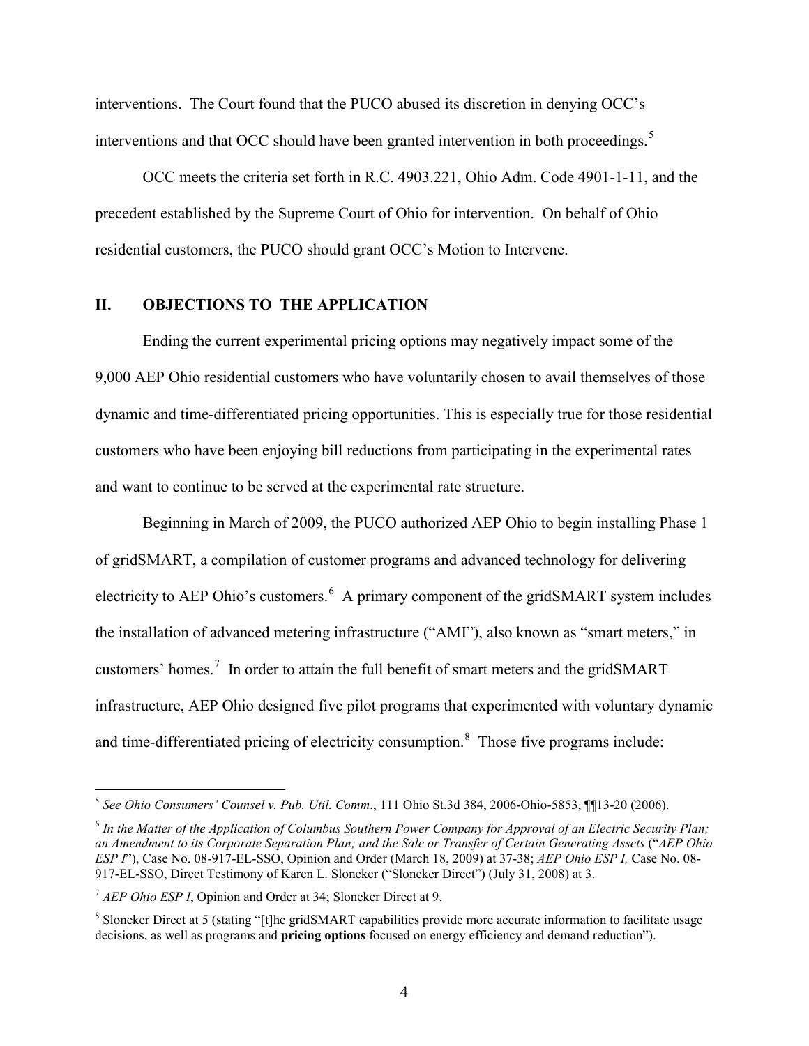interventions. The Court found that the PUCO abused its discretion in denying OCC's interventions and that OCC should have been granted intervention in both proceedings.[5]

OCC meets the criteria set forth in R.C. 4903.221, Ohio Adm. Code 4901-1-11, and the precedent established by the Supreme Court of Ohio for intervention. On behalf of Ohio residential customers, the PUCO should grant OCC's Motion to Intervene.

## II. OBJECTIONS TO THE APPLICATION

Ending the current experimental pricing options may negatively impact some of the 9,000 AEP Ohio residential customers who have voluntarily chosen to avail themselves of those dynamic and time-differentiated pricing opportunities. This is especially true for those residential customers who have been enjoying bill reductions from participating in the experimental rates and want to continue to be served at the experimental rate structure.

Beginning in March of 2009, the PUCO authorized AEP Ohio to begin installing Phase 1 of gridSMART, a compilation of customer programs and advanced technology for delivering electricity to AEP Ohio's customers.[6] A primary component of the gridSMART system includes the installation of advanced metering infrastructure ("AMI"), also known as "smart meters," in customers' homes.[7] In order to attain the full benefit of smart meters and the gridSMART infrastructure, AEP Ohio designed five pilot programs that experimented with voluntary dynamic and time-differentiated pricing of electricity consumption.[8] Those five programs include:

---

[5] *See Ohio Consumers' Counsel v. Pub. Util. Comm*., 111 Ohio St.3d 384, 2006-Ohio-5853, ¶¶13-20 (2006).

[6] *In the Matter of the Application of Columbus Southern Power Company for Approval of an Electric Security Plan; an Amendment to its Corporate Separation Plan; and the Sale or Transfer of Certain Generating Assets* ("*AEP Ohio ESP I*"), Case No. 08-917-EL-SSO, Opinion and Order (March 18, 2009) at 37-38; *AEP Ohio ESP I,* Case No. 08-917-EL-SSO, Direct Testimony of Karen L. Sloneker ("Sloneker Direct") (July 31, 2008) at 3.

[7] *AEP Ohio ESP I*, Opinion and Order at 34; Sloneker Direct at 9.

[8] Sloneker Direct at 5 (stating "[t]he gridSMART capabilities provide more accurate information to facilitate usage decisions, as well as programs and **pricing options** focused on energy efficiency and demand reduction").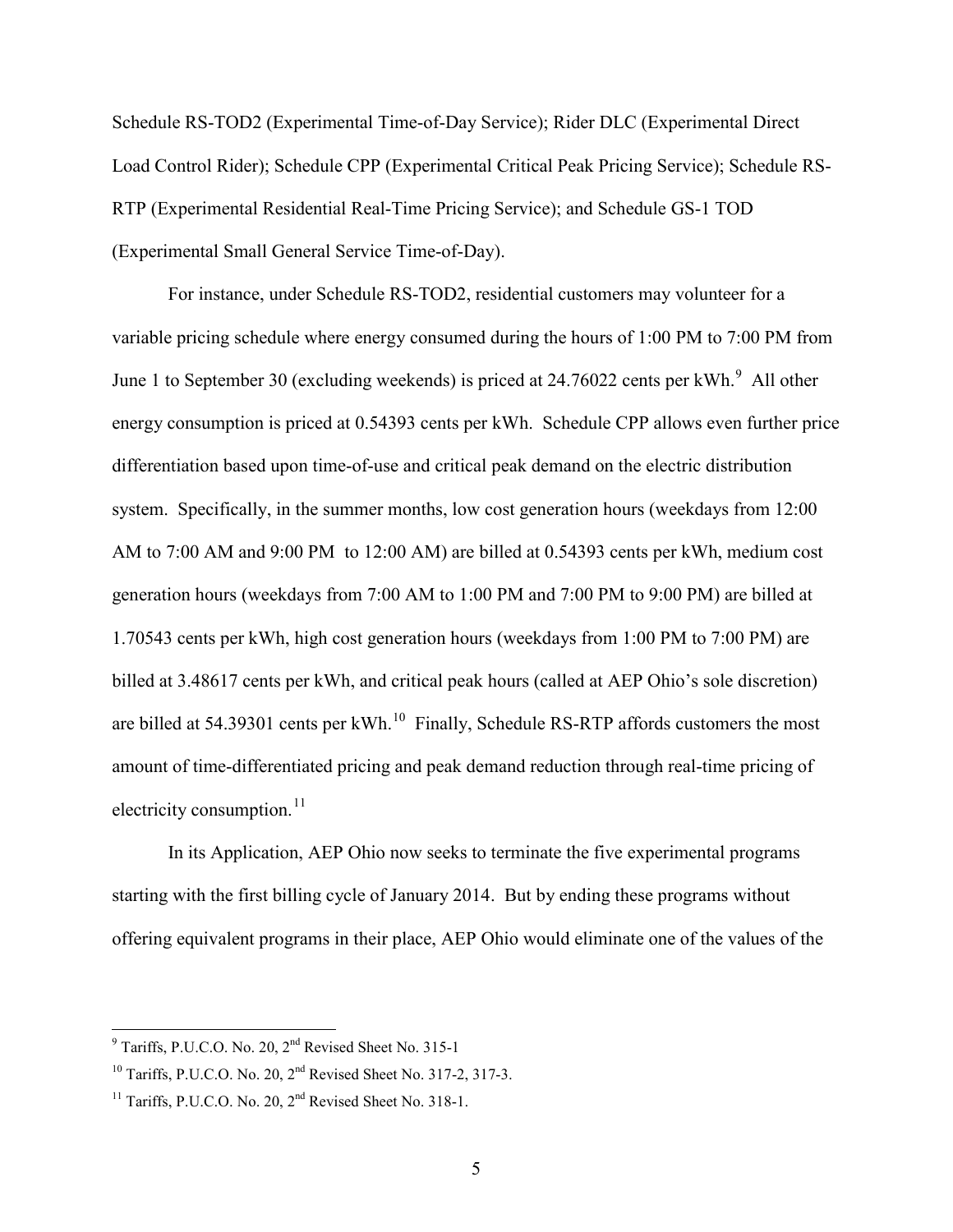Schedule RS-TOD2 (Experimental Time-of-Day Service); Rider DLC (Experimental Direct Load Control Rider); Schedule CPP (Experimental Critical Peak Pricing Service); Schedule RS-RTP (Experimental Residential Real-Time Pricing Service); and Schedule GS-1 TOD (Experimental Small General Service Time-of-Day).

For instance, under Schedule RS-TOD2, residential customers may volunteer for a variable pricing schedule where energy consumed during the hours of 1:00 PM to 7:00 PM from June 1 to September 30 (excluding weekends) is priced at 24.76022 cents per kWh.[9] All other energy consumption is priced at 0.54393 cents per kWh. Schedule CPP allows even further price differentiation based upon time-of-use and critical peak demand on the electric distribution system. Specifically, in the summer months, low cost generation hours (weekdays from 12:00 AM to 7:00 AM and 9:00 PM to 12:00 AM) are billed at 0.54393 cents per kWh, medium cost generation hours (weekdays from 7:00 AM to 1:00 PM and 7:00 PM to 9:00 PM) are billed at 1.70543 cents per kWh, high cost generation hours (weekdays from 1:00 PM to 7:00 PM) are billed at 3.48617 cents per kWh, and critical peak hours (called at AEP Ohio's sole discretion) are billed at 54.39301 cents per kWh.[10] Finally, Schedule RS-RTP affords customers the most amount of time-differentiated pricing and peak demand reduction through real-time pricing of electricity consumption.[11]

In its Application, AEP Ohio now seeks to terminate the five experimental programs starting with the first billing cycle of January 2014. But by ending these programs without offering equivalent programs in their place, AEP Ohio would eliminate one of the values of the

---

[9] Tariffs, P.U.C.O. No. 20, 2nd Revised Sheet No. 315-1

[10] Tariffs, P.U.C.O. No. 20, 2nd Revised Sheet No. 317-2, 317-3.

[11] Tariffs, P.U.C.O. No. 20, 2nd Revised Sheet No. 318-1.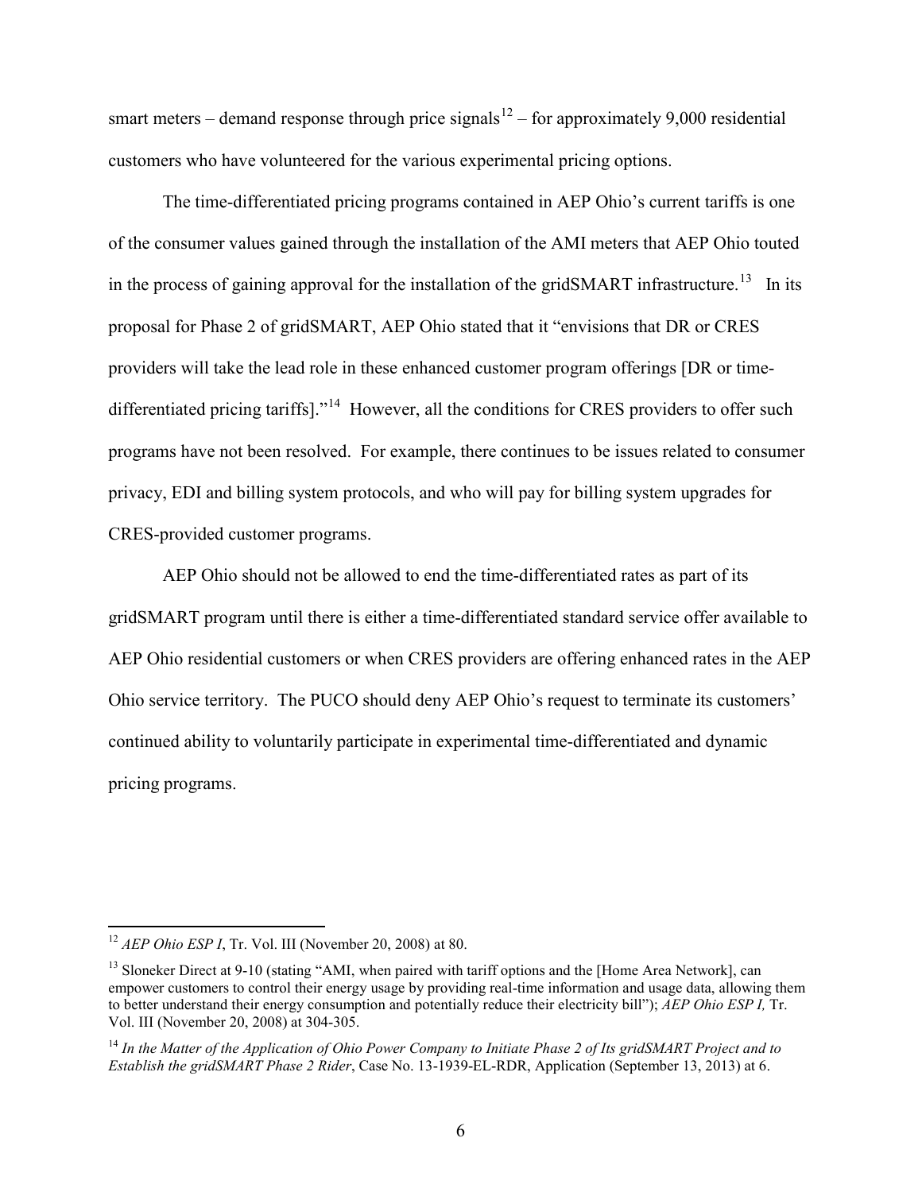smart meters – demand response through price signals[12] – for approximately 9,000 residential customers who have volunteered for the various experimental pricing options.

The time-differentiated pricing programs contained in AEP Ohio's current tariffs is one of the consumer values gained through the installation of the AMI meters that AEP Ohio touted in the process of gaining approval for the installation of the gridSMART infrastructure.[13] In its proposal for Phase 2 of gridSMART, AEP Ohio stated that it "envisions that DR or CRES providers will take the lead role in these enhanced customer program offerings [DR or time-differentiated pricing tariffs]."[14] However, all the conditions for CRES providers to offer such programs have not been resolved. For example, there continues to be issues related to consumer privacy, EDI and billing system protocols, and who will pay for billing system upgrades for CRES-provided customer programs.

AEP Ohio should not be allowed to end the time-differentiated rates as part of its gridSMART program until there is either a time-differentiated standard service offer available to AEP Ohio residential customers or when CRES providers are offering enhanced rates in the AEP Ohio service territory. The PUCO should deny AEP Ohio's request to terminate its customers' continued ability to voluntarily participate in experimental time-differentiated and dynamic pricing programs.

---

[12] *AEP Ohio ESP I*, Tr. Vol. III (November 20, 2008) at 80.

[13] Sloneker Direct at 9-10 (stating "AMI, when paired with tariff options and the [Home Area Network], can empower customers to control their energy usage by providing real-time information and usage data, allowing them to better understand their energy consumption and potentially reduce their electricity bill"); *AEP Ohio ESP I,* Tr. Vol. III (November 20, 2008) at 304-305.

[14] *In the Matter of the Application of Ohio Power Company to Initiate Phase 2 of Its gridSMART Project and to Establish the gridSMART Phase 2 Rider*, Case No. 13-1939-EL-RDR, Application (September 13, 2013) at 6.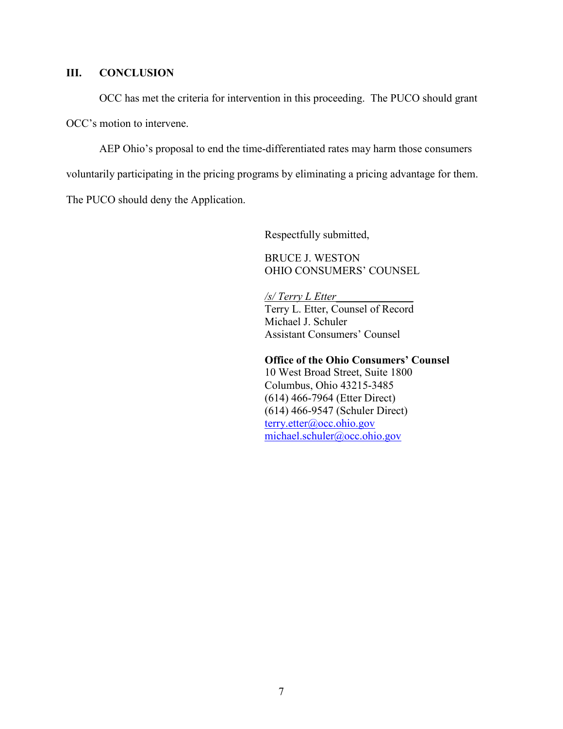## III. CONCLUSION

OCC has met the criteria for intervention in this proceeding. The PUCO should grant OCC's motion to intervene.

AEP Ohio's proposal to end the time-differentiated rates may harm those consumers voluntarily participating in the pricing programs by eliminating a pricing advantage for them. The PUCO should deny the Application.

Respectfully submitted,

BRUCE J. WESTON
OHIO CONSUMERS' COUNSEL

*/s/ Terry L Etter*
Terry L. Etter, Counsel of Record
Michael J. Schuler
Assistant Consumers' Counsel

**Office of the Ohio Consumers' Counsel**
10 West Broad Street, Suite 1800
Columbus, Ohio 43215-3485
(614) 466-7964 (Etter Direct)
(614) 466-9547 (Schuler Direct)
terry.etter@occ.ohio.gov
michael.schuler@occ.ohio.gov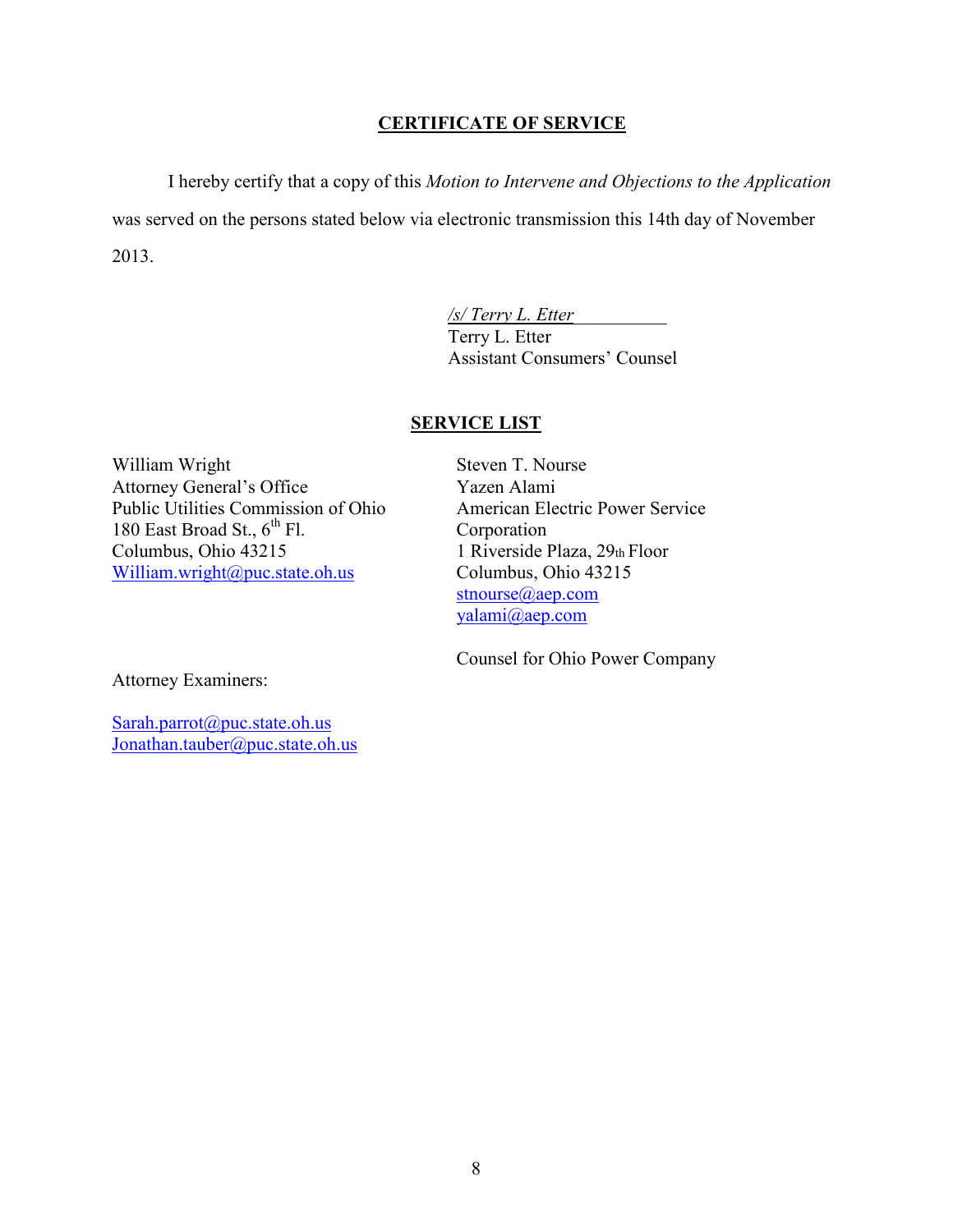## CERTIFICATE OF SERVICE

I hereby certify that a copy of this *Motion to Intervene and Objections to the Application* was served on the persons stated below via electronic transmission this 14th day of November 2013.

*/s/ Terry L. Etter*
Terry L. Etter
Assistant Consumers' Counsel

## SERVICE LIST

William Wright
Attorney General's Office
Public Utilities Commission of Ohio
180 East Broad St., 6th Fl.
Columbus, Ohio 43215
William.wright@puc.state.oh.us

Steven T. Nourse
Yazen Alami
American Electric Power Service Corporation
1 Riverside Plaza, 29th Floor
Columbus, Ohio 43215
stnourse@aep.com
yalami@aep.com

Counsel for Ohio Power Company

Attorney Examiners:

Sarah.parrot@puc.state.oh.us
Jonathan.tauber@puc.state.oh.us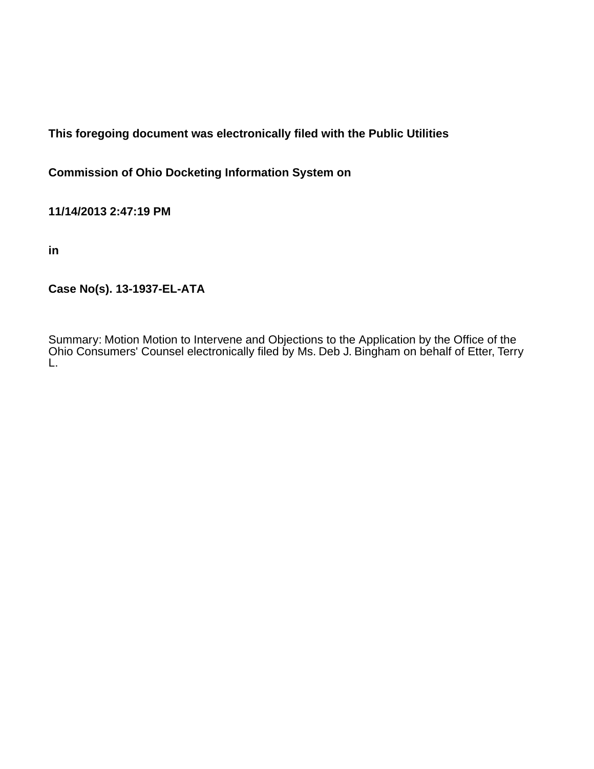**This foregoing document was electronically filed with the Public Utilities**

**Commission of Ohio Docketing Information System on**

**11/14/2013 2:47:19 PM**

**in**

**Case No(s). 13-1937-EL-ATA**

Summary: Motion Motion to Intervene and Objections to the Application by the Office of the Ohio Consumers' Counsel electronically filed by Ms. Deb J. Bingham on behalf of Etter, Terry L.